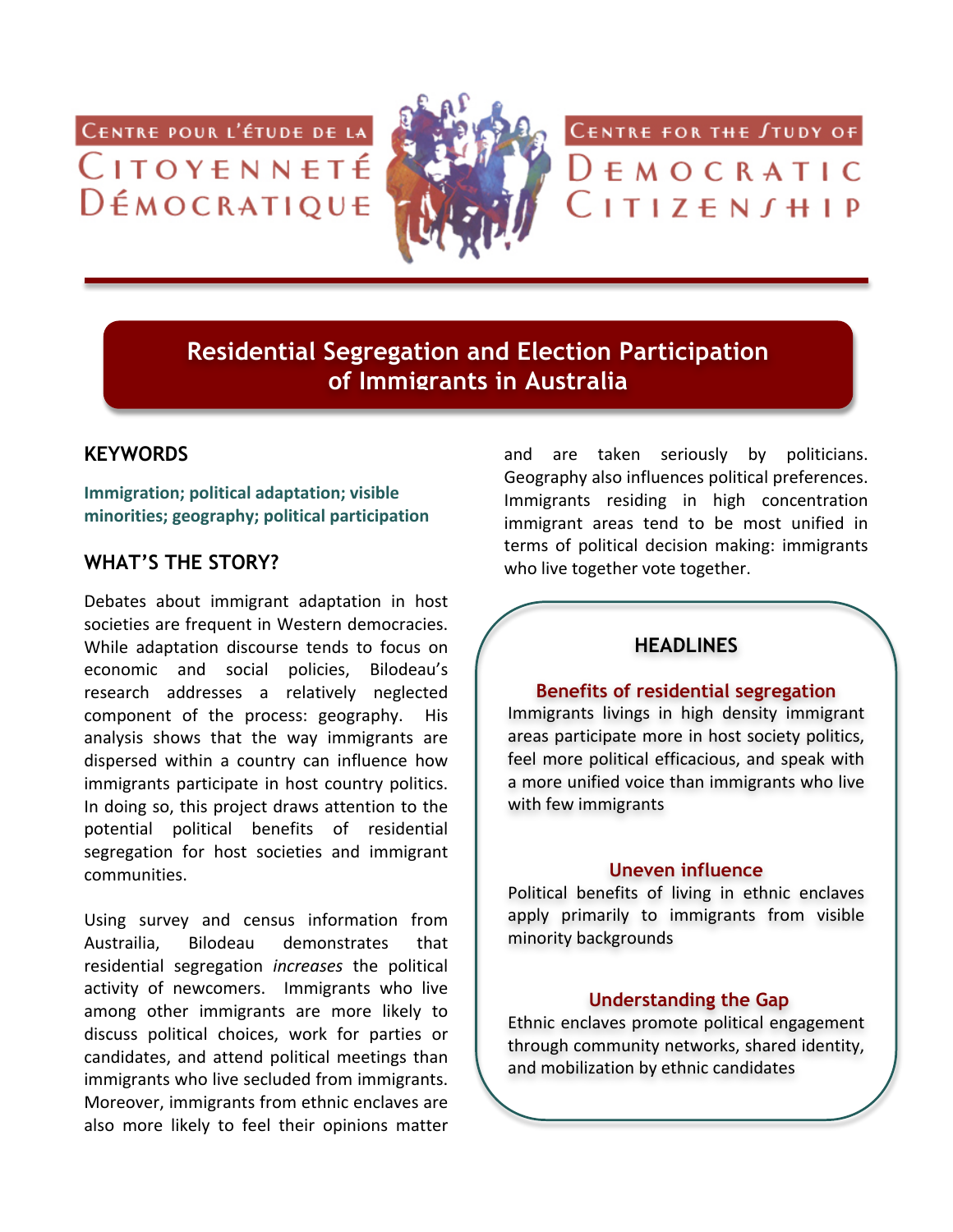Centre pour l'étude de la Citoyenneté Démocratique

Centre for the Study of Democratic Citizenship

# Residential Segregation and Election Participation of Immigrants in Australia

## KEYWORDS

**Immigration; political adaptation; visible minorities; geography; political participation**

## WHAT'S THE STORY?

Debates about immigrant adaptation in host societies are frequent in Western democracies. While adaptation discourse tends to focus on economic and social policies, Bilodeau's research addresses a relatively neglected component of the process: geography. His analysis shows that the way immigrants are dispersed within a country can influence how immigrants participate in host country politics. In doing so, this project draws attention to the potential political benefits of residential segregation for host societies and immigrant communities.

Using survey and census information from Austrailia, Bilodeau demonstrates that residential segregation *increases* the political activity of newcomers. Immigrants who live among other immigrants are more likely to discuss political choices, work for parties or candidates, and attend political meetings than immigrants who live secluded from immigrants. Moreover, immigrants from ethnic enclaves are also more likely to feel their opinions matter and are taken seriously by politicians. Geography also influences political preferences. Immigrants residing in high concentration immigrant areas tend to be most unified in terms of political decision making: immigrants who live together vote together.

## HEADLINES

### Benefits of residential segregation

Immigrants livings in high density immigrant areas participate more in host society politics, feel more political efficacious, and speak with a more unified voice than immigrants who live with few immigrants

### Uneven influence

Political benefits of living in ethnic enclaves apply primarily to immigrants from visible minority backgrounds

### Understanding the Gap

Ethnic enclaves promote political engagement through community networks, shared identity, and mobilization by ethnic candidates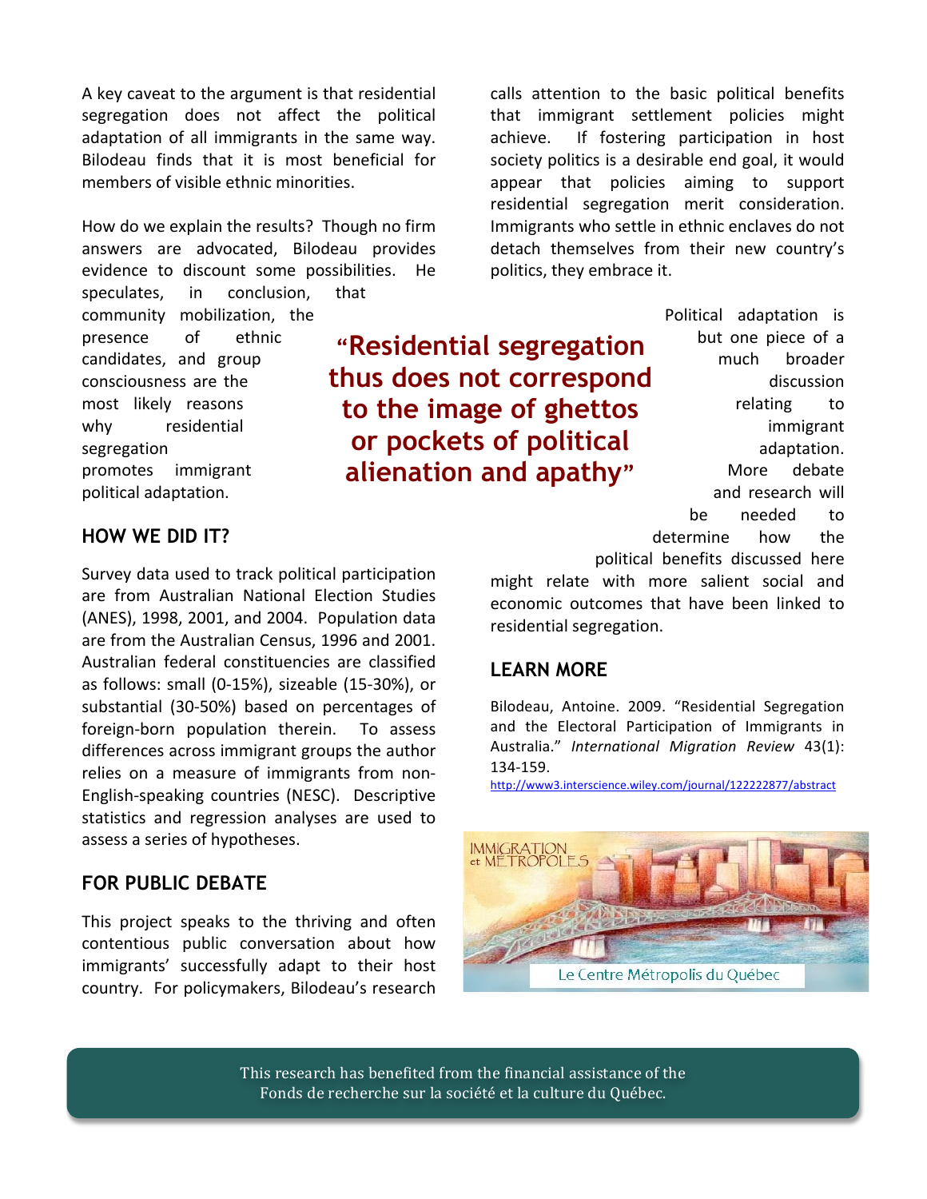A key caveat to the argument is that residential segregation does not affect the political adaptation of all immigrants in the same way. Bilodeau finds that it is most beneficial for members of visible ethnic minorities.

How do we explain the results? Though no firm answers are advocated, Bilodeau provides evidence to discount some possibilities. He speculates, in conclusion, that community mobilization, the presence of ethnic candidates, and group consciousness are the most likely reasons why residential segregation promotes immigrant political adaptation.

> **"Residential segregation thus does not correspond to the image of ghettos or pockets of political alienation and apathy"**

## HOW WE DID IT?

Survey data used to track political participation are from Australian National Election Studies (ANES), 1998, 2001, and 2004. Population data are from the Australian Census, 1996 and 2001. Australian federal constituencies are classified as follows: small (0-15%), sizeable (15-30%), or substantial (30-50%) based on percentages of foreign-born population therein. To assess differences across immigrant groups the author relies on a measure of immigrants from non-English-speaking countries (NESC). Descriptive statistics and regression analyses are used to assess a series of hypotheses.

## FOR PUBLIC DEBATE

This project speaks to the thriving and often contentious public conversation about how immigrants' successfully adapt to their host country. For policymakers, Bilodeau's research calls attention to the basic political benefits that immigrant settlement policies might achieve. If fostering participation in host society politics is a desirable end goal, it would appear that policies aiming to support residential segregation merit consideration. Immigrants who settle in ethnic enclaves do not detach themselves from their new country's politics, they embrace it.

Political adaptation is but one piece of a much broader discussion relating to immigrant adaptation. More debate and research will be needed to determine how the political benefits discussed here might relate with more salient social and economic outcomes that have been linked to residential segregation.

## LEARN MORE

Bilodeau, Antoine. 2009. "Residential Segregation and the Electoral Participation of Immigrants in Australia." *International Migration Review* 43(1): 134-159.

http://www3.interscience.wiley.com/journal/122222877/abstract

IMMIGRATION et MÉTROPOLES

Le Centre Métropolis du Québec

This research has benefited from the financial assistance of the Fonds de recherche sur la société et la culture du Québec.